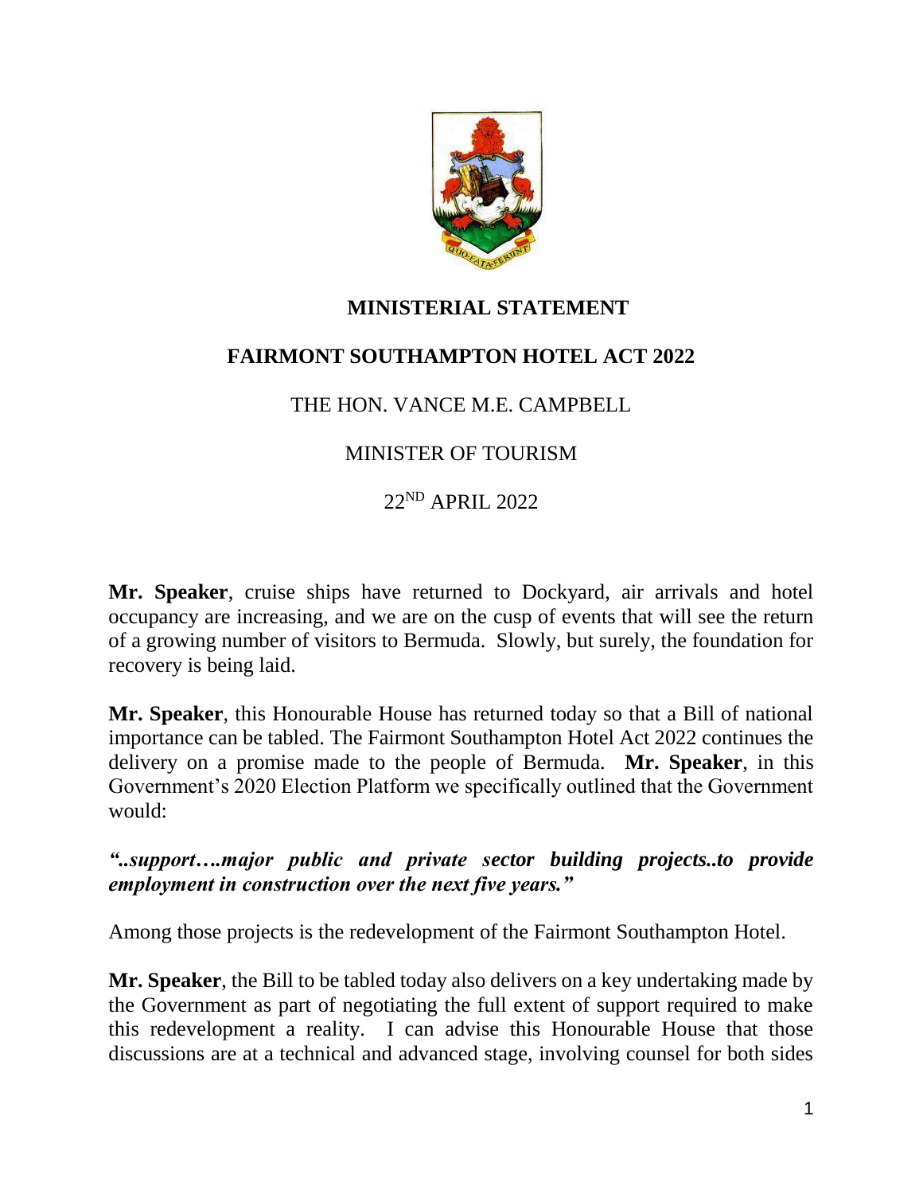# MINISTERIAL STATEMENT

## FAIRMONT SOUTHAMPTON HOTEL ACT 2022

THE HON. VANCE M.E. CAMPBELL

MINISTER OF TOURISM

22ND APRIL 2022

**Mr. Speaker**, cruise ships have returned to Dockyard, air arrivals and hotel occupancy are increasing, and we are on the cusp of events that will see the return of a growing number of visitors to Bermuda. Slowly, but surely, the foundation for recovery is being laid.

**Mr. Speaker**, this Honourable House has returned today so that a Bill of national importance can be tabled. The Fairmont Southampton Hotel Act 2022 continues the delivery on a promise made to the people of Bermuda. **Mr. Speaker**, in this Government's 2020 Election Platform we specifically outlined that the Government would:

***"..support….major public and private sector building projects..to provide employment in construction over the next five years."***

Among those projects is the redevelopment of the Fairmont Southampton Hotel.

**Mr. Speaker**, the Bill to be tabled today also delivers on a key undertaking made by the Government as part of negotiating the full extent of support required to make this redevelopment a reality. I can advise this Honourable House that those discussions are at a technical and advanced stage, involving counsel for both sides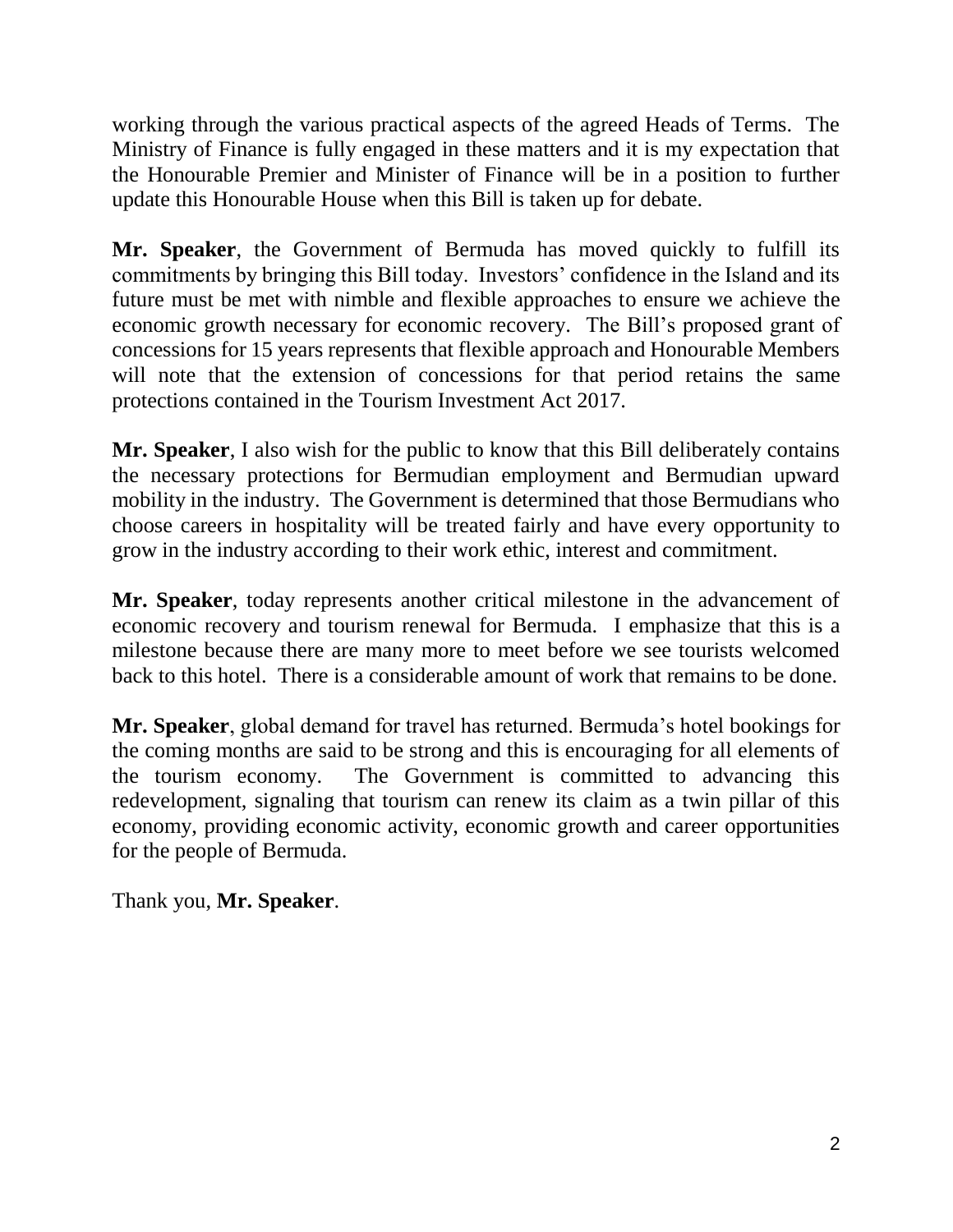working through the various practical aspects of the agreed Heads of Terms. The Ministry of Finance is fully engaged in these matters and it is my expectation that the Honourable Premier and Minister of Finance will be in a position to further update this Honourable House when this Bill is taken up for debate.

**Mr. Speaker**, the Government of Bermuda has moved quickly to fulfill its commitments by bringing this Bill today. Investors' confidence in the Island and its future must be met with nimble and flexible approaches to ensure we achieve the economic growth necessary for economic recovery. The Bill's proposed grant of concessions for 15 years represents that flexible approach and Honourable Members will note that the extension of concessions for that period retains the same protections contained in the Tourism Investment Act 2017.

**Mr. Speaker**, I also wish for the public to know that this Bill deliberately contains the necessary protections for Bermudian employment and Bermudian upward mobility in the industry. The Government is determined that those Bermudians who choose careers in hospitality will be treated fairly and have every opportunity to grow in the industry according to their work ethic, interest and commitment.

**Mr. Speaker**, today represents another critical milestone in the advancement of economic recovery and tourism renewal for Bermuda. I emphasize that this is a milestone because there are many more to meet before we see tourists welcomed back to this hotel. There is a considerable amount of work that remains to be done.

**Mr. Speaker**, global demand for travel has returned. Bermuda's hotel bookings for the coming months are said to be strong and this is encouraging for all elements of the tourism economy. The Government is committed to advancing this redevelopment, signaling that tourism can renew its claim as a twin pillar of this economy, providing economic activity, economic growth and career opportunities for the people of Bermuda.

Thank you, **Mr. Speaker**.